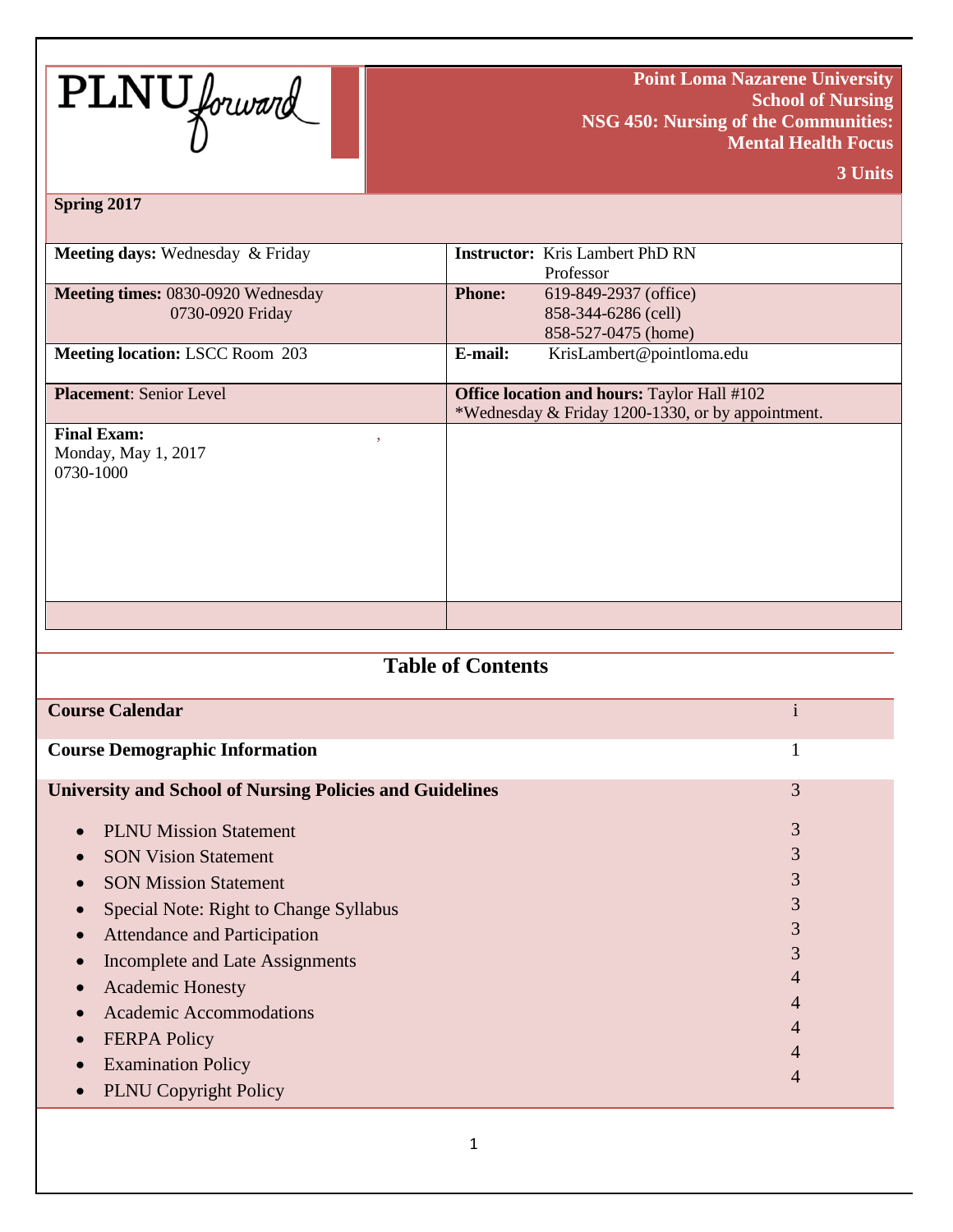PLNU forward

**Point Loma Nazarene University**
**School of Nursing**
**NSG 450: Nursing of the Communities: Mental Health Focus**
**3 Units**

**Spring 2017**

| | |
|---|---|
| **Meeting days:** Wednesday & Friday | **Instructor:** Kris Lambert PhD RN Professor |
| **Meeting times:** 0830-0920 Wednesday 0730-0920 Friday | **Phone:** 619-849-2937 (office) 858-344-6286 (cell) 858-527-0475 (home) |
| **Meeting location:** LSCC Room 203 | **E-mail:** KrisLambert@pointloma.edu |
| **Placement**: Senior Level | **Office location and hours:** Taylor Hall #102 *Wednesday & Friday 1200-1330, or by appointment. |
| **Final Exam:** Monday, May 1, 2017 0730-1000 | |

## Table of Contents

| | |
|---|---|
| **Course Calendar** | i |
| **Course Demographic Information** | 1 |
| **University and School of Nursing Policies and Guidelines** | 3 |
| • PLNU Mission Statement | 3 |
| • SON Vision Statement | 3 |
| • SON Mission Statement | 3 |
| • Special Note: Right to Change Syllabus | 3 |
| • Attendance and Participation | 3 |
| • Incomplete and Late Assignments | 3 |
| • Academic Honesty | 4 |
| • Academic Accommodations | 4 |
| • FERPA Policy | 4 |
| • Examination Policy | 4 |
| • PLNU Copyright Policy | 4 |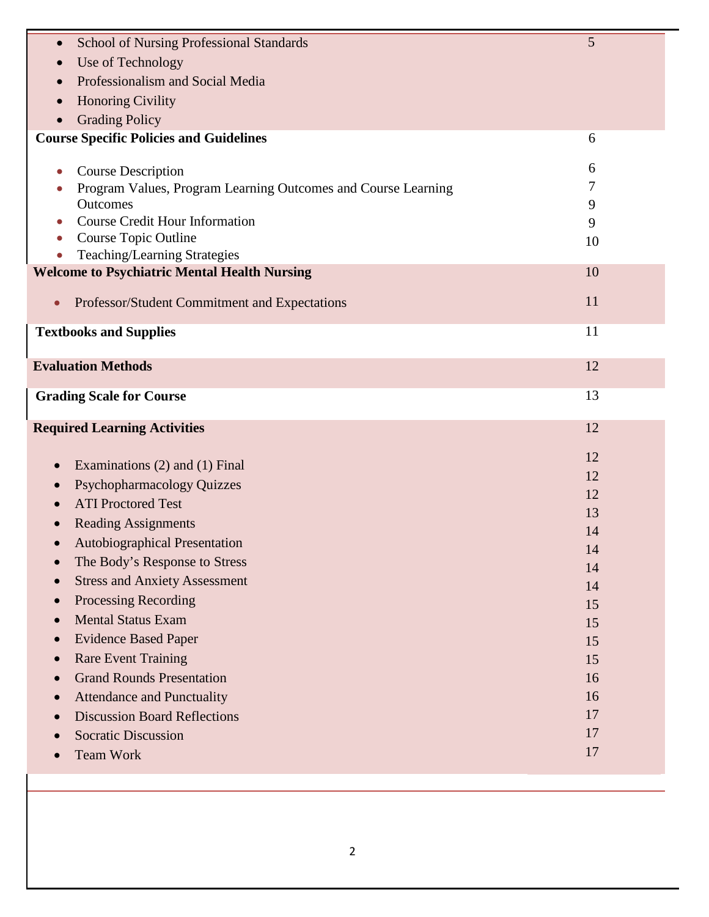| | |
|---|---|
| • School of Nursing Professional Standards<br>• Use of Technology<br>• Professionalism and Social Media<br>• Honoring Civility<br>• Grading Policy | 5 |
| **Course Specific Policies and Guidelines** | 6 |
| • Course Description<br>• Program Values, Program Learning Outcomes and Course Learning Outcomes<br>• Course Credit Hour Information<br>• Course Topic Outline<br>• Teaching/Learning Strategies | 6<br>7<br>9<br>9<br>10 |
| **Welcome to Psychiatric Mental Health Nursing** | 10 |
| • Professor/Student Commitment and Expectations | 11 |
| **Textbooks and Supplies** | 11 |
| **Evaluation Methods** | 12 |
| **Grading Scale for Course** | 13 |
| **Required Learning Activities** | 12 |
| • Examinations (2) and (1) Final<br>• Psychopharmacology Quizzes<br>• ATI Proctored Test<br>• Reading Assignments<br>• Autobiographical Presentation<br>• The Body's Response to Stress<br>• Stress and Anxiety Assessment<br>• Processing Recording<br>• Mental Status Exam<br>• Evidence Based Paper<br>• Rare Event Training<br>• Grand Rounds Presentation<br>• Attendance and Punctuality<br>• Discussion Board Reflections<br>• Socratic Discussion<br>• Team Work | 12<br>12<br>12<br>13<br>14<br>14<br>14<br>14<br>15<br>15<br>15<br>15<br>16<br>16<br>17<br>17<br>17 |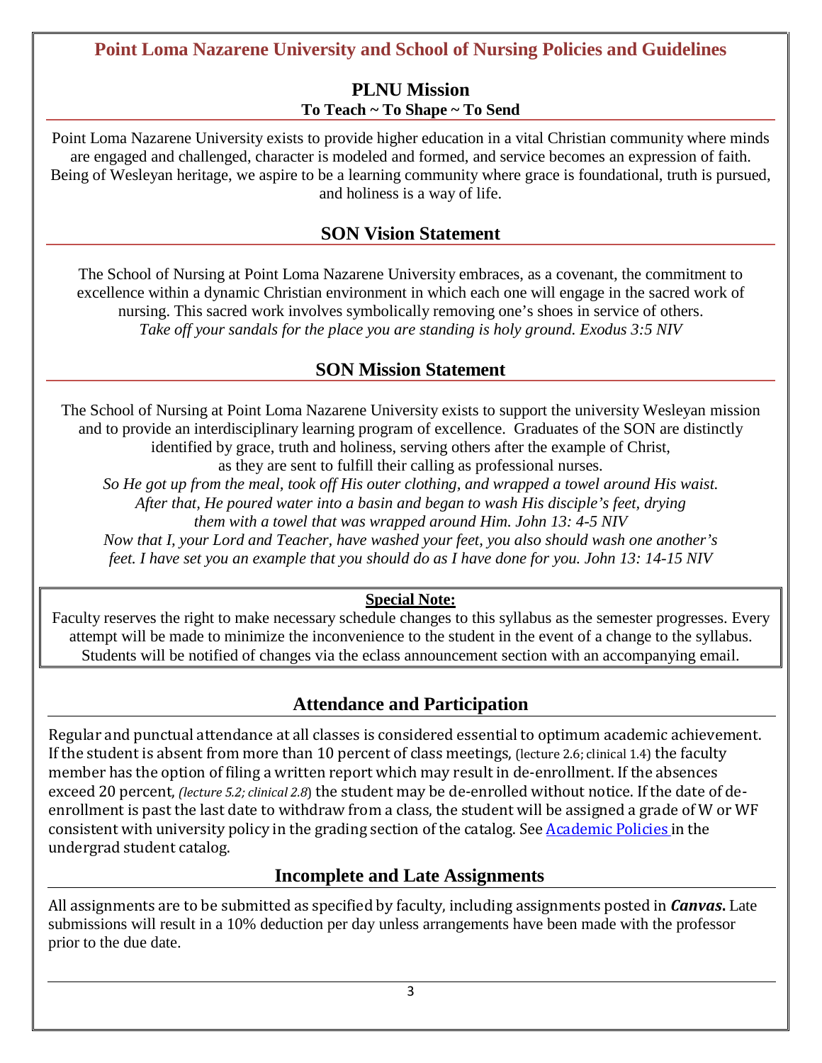# Point Loma Nazarene University and School of Nursing Policies and Guidelines

## PLNU Mission

**To Teach ~ To Shape ~ To Send**

Point Loma Nazarene University exists to provide higher education in a vital Christian community where minds are engaged and challenged, character is modeled and formed, and service becomes an expression of faith. Being of Wesleyan heritage, we aspire to be a learning community where grace is foundational, truth is pursued, and holiness is a way of life.

## SON Vision Statement

The School of Nursing at Point Loma Nazarene University embraces, as a covenant, the commitment to excellence within a dynamic Christian environment in which each one will engage in the sacred work of nursing. This sacred work involves symbolically removing one's shoes in service of others.
*Take off your sandals for the place you are standing is holy ground. Exodus 3:5 NIV*

## SON Mission Statement

The School of Nursing at Point Loma Nazarene University exists to support the university Wesleyan mission and to provide an interdisciplinary learning program of excellence. Graduates of the SON are distinctly identified by grace, truth and holiness, serving others after the example of Christ, as they are sent to fulfill their calling as professional nurses.
*So He got up from the meal, took off His outer clothing, and wrapped a towel around His waist. After that, He poured water into a basin and began to wash His disciple's feet, drying them with a towel that was wrapped around Him. John 13: 4-5 NIV*
*Now that I, your Lord and Teacher, have washed your feet, you also should wash one another's feet. I have set you an example that you should do as I have done for you. John 13: 14-15 NIV*

**Special Note:**

Faculty reserves the right to make necessary schedule changes to this syllabus as the semester progresses. Every attempt will be made to minimize the inconvenience to the student in the event of a change to the syllabus. Students will be notified of changes via the eclass announcement section with an accompanying email.

## Attendance and Participation

Regular and punctual attendance at all classes is considered essential to optimum academic achievement. If the student is absent from more than 10 percent of class meetings, (lecture 2.6; clinical 1.4) the faculty member has the option of filing a written report which may result in de-enrollment. If the absences exceed 20 percent, *(lecture 5.2; clinical 2.8*) the student may be de-enrolled without notice. If the date of de-enrollment is past the last date to withdraw from a class, the student will be assigned a grade of W or WF consistent with university policy in the grading section of the catalog. See Academic Policies in the undergrad student catalog.

## Incomplete and Late Assignments

All assignments are to be submitted as specified by faculty, including assignments posted in ***Canvas.*** Late submissions will result in a 10% deduction per day unless arrangements have been made with the professor prior to the due date.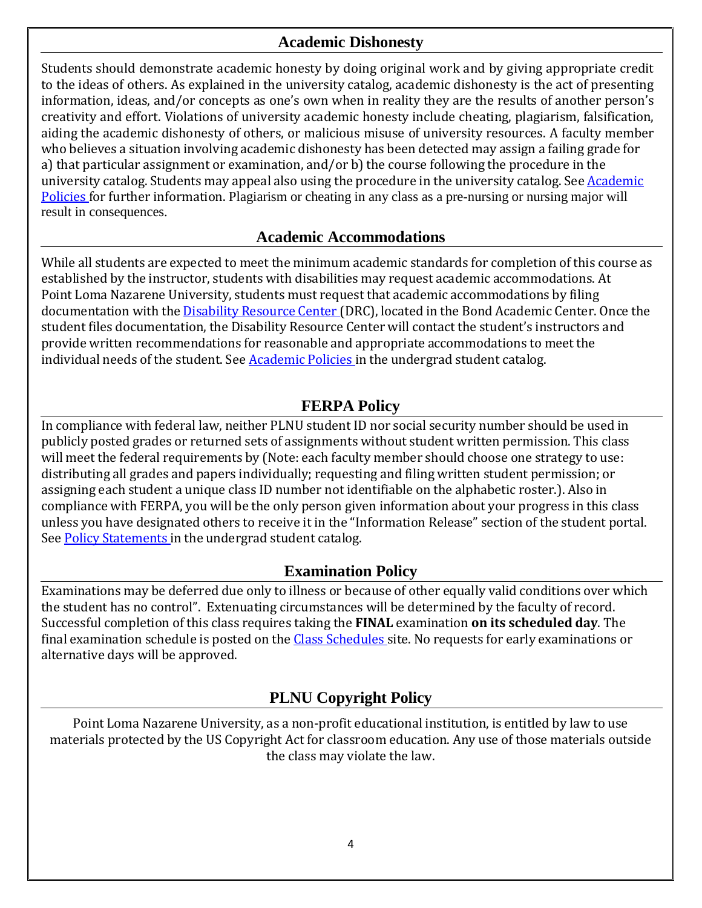## Academic Dishonesty

Students should demonstrate academic honesty by doing original work and by giving appropriate credit to the ideas of others. As explained in the university catalog, academic dishonesty is the act of presenting information, ideas, and/or concepts as one's own when in reality they are the results of another person's creativity and effort. Violations of university academic honesty include cheating, plagiarism, falsification, aiding the academic dishonesty of others, or malicious misuse of university resources. A faculty member who believes a situation involving academic dishonesty has been detected may assign a failing grade for a) that particular assignment or examination, and/or b) the course following the procedure in the university catalog. Students may appeal also using the procedure in the university catalog. See Academic Policies for further information. Plagiarism or cheating in any class as a pre-nursing or nursing major will result in consequences.

## Academic Accommodations

While all students are expected to meet the minimum academic standards for completion of this course as established by the instructor, students with disabilities may request academic accommodations. At Point Loma Nazarene University, students must request that academic accommodations by filing documentation with the Disability Resource Center (DRC), located in the Bond Academic Center. Once the student files documentation, the Disability Resource Center will contact the student's instructors and provide written recommendations for reasonable and appropriate accommodations to meet the individual needs of the student. See Academic Policies in the undergrad student catalog.

## FERPA Policy

In compliance with federal law, neither PLNU student ID nor social security number should be used in publicly posted grades or returned sets of assignments without student written permission. This class will meet the federal requirements by (Note: each faculty member should choose one strategy to use: distributing all grades and papers individually; requesting and filing written student permission; or assigning each student a unique class ID number not identifiable on the alphabetic roster.). Also in compliance with FERPA, you will be the only person given information about your progress in this class unless you have designated others to receive it in the "Information Release" section of the student portal. See Policy Statements in the undergrad student catalog.

## Examination Policy

Examinations may be deferred due only to illness or because of other equally valid conditions over which the student has no control". Extenuating circumstances will be determined by the faculty of record. Successful completion of this class requires taking the **FINAL** examination **on its scheduled day**. The final examination schedule is posted on the Class Schedules site. No requests for early examinations or alternative days will be approved.

## PLNU Copyright Policy

Point Loma Nazarene University, as a non-profit educational institution, is entitled by law to use materials protected by the US Copyright Act for classroom education. Any use of those materials outside the class may violate the law.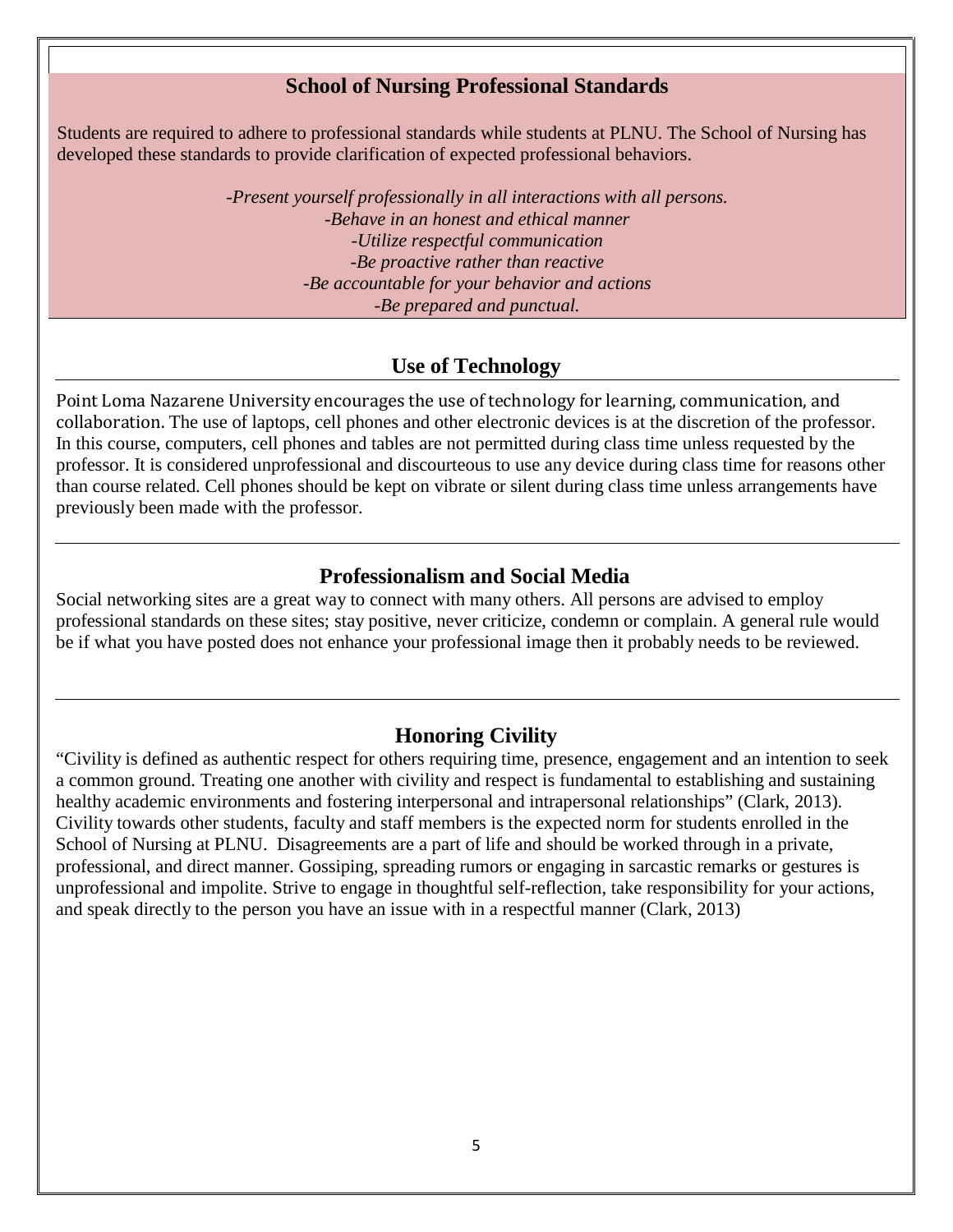## School of Nursing Professional Standards

Students are required to adhere to professional standards while students at PLNU. The School of Nursing has developed these standards to provide clarification of expected professional behaviors.

*-Present yourself professionally in all interactions with all persons.*
*-Behave in an honest and ethical manner*
*-Utilize respectful communication*
*-Be proactive rather than reactive*
*-Be accountable for your behavior and actions*
*-Be prepared and punctual.*

## Use of Technology

Point Loma Nazarene University encourages the use of technology for learning, communication, and collaboration. The use of laptops, cell phones and other electronic devices is at the discretion of the professor. In this course, computers, cell phones and tables are not permitted during class time unless requested by the professor. It is considered unprofessional and discourteous to use any device during class time for reasons other than course related. Cell phones should be kept on vibrate or silent during class time unless arrangements have previously been made with the professor.

## Professionalism and Social Media

Social networking sites are a great way to connect with many others. All persons are advised to employ professional standards on these sites; stay positive, never criticize, condemn or complain. A general rule would be if what you have posted does not enhance your professional image then it probably needs to be reviewed.

## Honoring Civility

"Civility is defined as authentic respect for others requiring time, presence, engagement and an intention to seek a common ground. Treating one another with civility and respect is fundamental to establishing and sustaining healthy academic environments and fostering interpersonal and intrapersonal relationships" (Clark, 2013). Civility towards other students, faculty and staff members is the expected norm for students enrolled in the School of Nursing at PLNU. Disagreements are a part of life and should be worked through in a private, professional, and direct manner. Gossiping, spreading rumors or engaging in sarcastic remarks or gestures is unprofessional and impolite. Strive to engage in thoughtful self-reflection, take responsibility for your actions, and speak directly to the person you have an issue with in a respectful manner (Clark, 2013)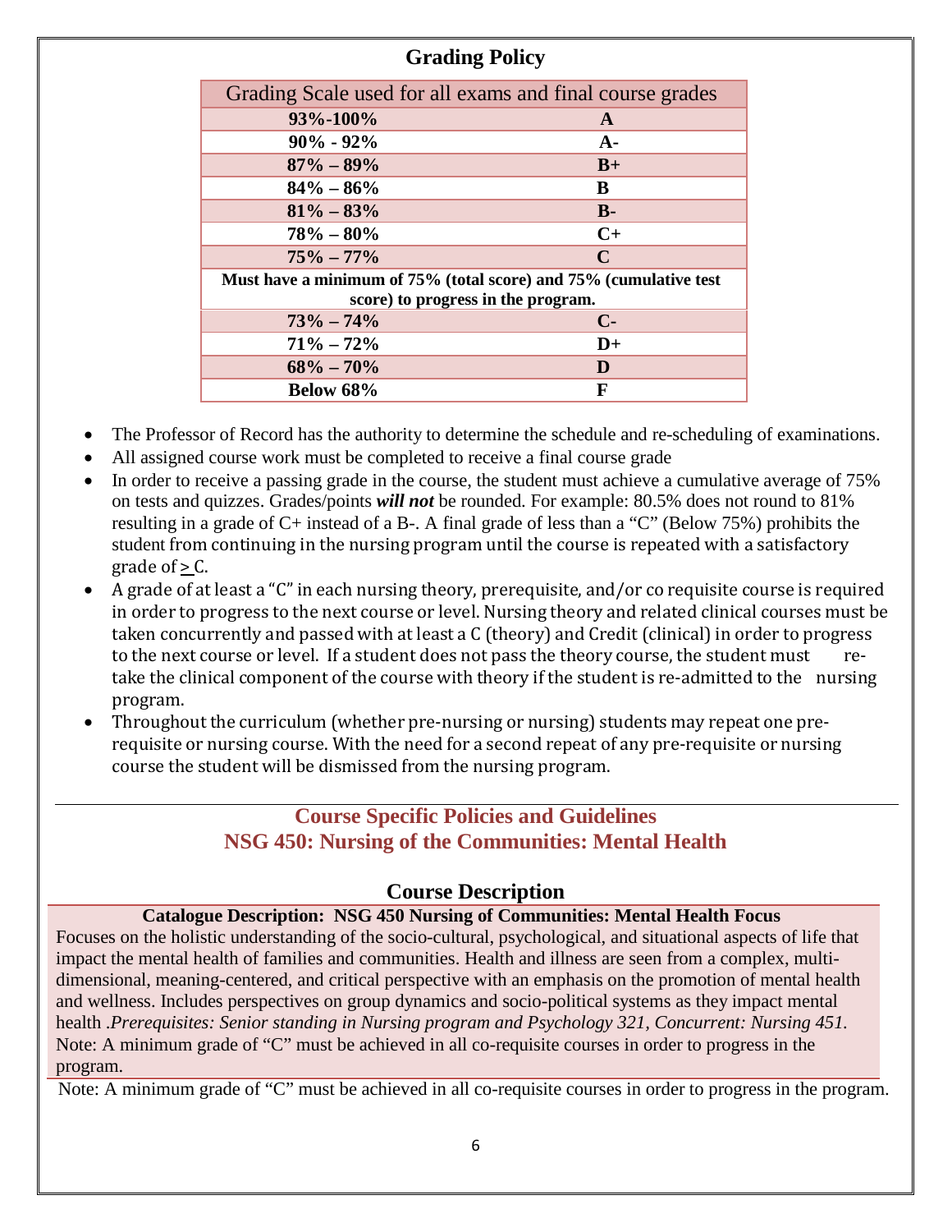## Grading Policy

| Grading Scale used for all exams and final course grades | |
|---|---|
| **93%-100%** | **A** |
| **90% - 92%** | **A-** |
| **87% – 89%** | **B+** |
| **84% – 86%** | **B** |
| **81% – 83%** | **B-** |
| **78% – 80%** | **C+** |
| **75% – 77%** | **C** |
| **Must have a minimum of 75% (total score) and 75% (cumulative test score) to progress in the program.** | |
| **73% – 74%** | **C-** |
| **71% – 72%** | **D+** |
| **68% – 70%** | **D** |
| **Below 68%** | **F** |

- The Professor of Record has the authority to determine the schedule and re-scheduling of examinations.
- All assigned course work must be completed to receive a final course grade
- In order to receive a passing grade in the course, the student must achieve a cumulative average of 75% on tests and quizzes. Grades/points ***will not*** be rounded. For example: 80.5% does not round to 81% resulting in a grade of C+ instead of a B-. A final grade of less than a "C" (Below 75%) prohibits the student from continuing in the nursing program until the course is repeated with a satisfactory grade of ≥ C.
- A grade of at least a "C" in each nursing theory, prerequisite, and/or co requisite course is required in order to progress to the next course or level. Nursing theory and related clinical courses must be taken concurrently and passed with at least a C (theory) and Credit (clinical) in order to progress to the next course or level. If a student does not pass the theory course, the student must re-take the clinical component of the course with theory if the student is re-admitted to the nursing program.
- Throughout the curriculum (whether pre-nursing or nursing) students may repeat one pre-requisite or nursing course. With the need for a second repeat of any pre-requisite or nursing course the student will be dismissed from the nursing program.

---

## Course Specific Policies and Guidelines
## NSG 450: Nursing of the Communities: Mental Health

### Course Description

**Catalogue Description: NSG 450 Nursing of Communities: Mental Health Focus**

Focuses on the holistic understanding of the socio-cultural, psychological, and situational aspects of life that impact the mental health of families and communities. Health and illness are seen from a complex, multi-dimensional, meaning-centered, and critical perspective with an emphasis on the promotion of mental health and wellness. Includes perspectives on group dynamics and socio-political systems as they impact mental health .*Prerequisites: Senior standing in Nursing program and Psychology 321, Concurrent: Nursing 451.* Note: A minimum grade of "C" must be achieved in all co-requisite courses in order to progress in the program.

Note: A minimum grade of "C" must be achieved in all co-requisite courses in order to progress in the program.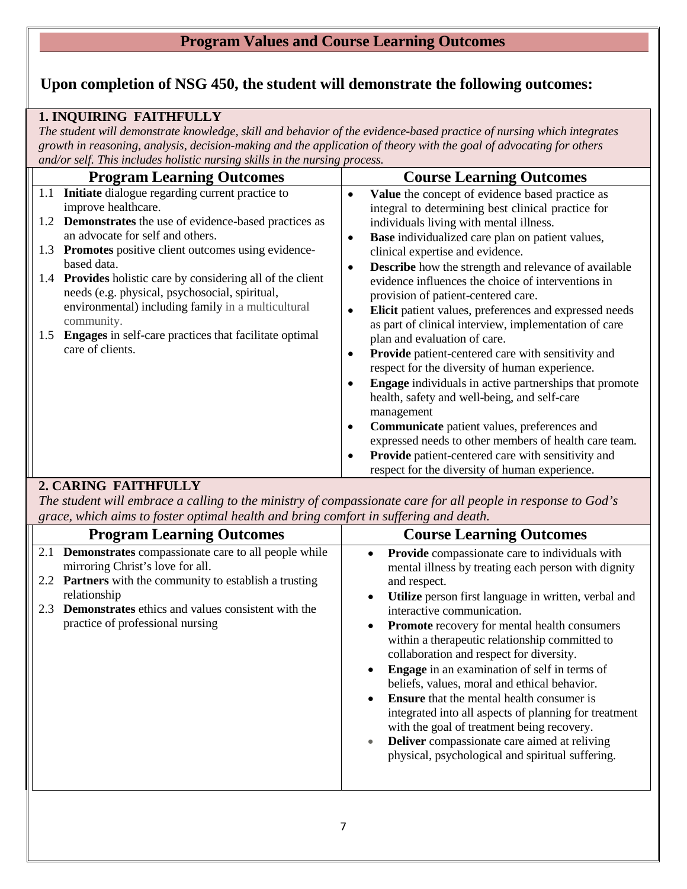## Program Values and Course Learning Outcomes

## Upon completion of NSG 450, the student will demonstrate the following outcomes:

### 1. INQUIRING FAITHFULLY

*The student will demonstrate knowledge, skill and behavior of the evidence-based practice of nursing which integrates growth in reasoning, analysis, decision-making and the application of theory with the goal of advocating for others and/or self. This includes holistic nursing skills in the nursing process.*

| Program Learning Outcomes | Course Learning Outcomes |
|---|---|
| 1.1 **Initiate** dialogue regarding current practice to improve healthcare.<br>1.2 **Demonstrates** the use of evidence-based practices as an advocate for self and others.<br>1.3 **Promotes** positive client outcomes using evidence-based data.<br>1.4 **Provides** holistic care by considering all of the client needs (e.g. physical, psychosocial, spiritual, environmental) including family in a multicultural community.<br>1.5 **Engages** in self-care practices that facilitate optimal care of clients. | • **Value** the concept of evidence based practice as integral to determining best clinical practice for individuals living with mental illness.<br>• **Base** individualized care plan on patient values, clinical expertise and evidence.<br>• **Describe** how the strength and relevance of available evidence influences the choice of interventions in provision of patient-centered care.<br>• **Elicit** patient values, preferences and expressed needs as part of clinical interview, implementation of care plan and evaluation of care.<br>• **Provide** patient-centered care with sensitivity and respect for the diversity of human experience.<br>• **Engage** individuals in active partnerships that promote health, safety and well-being, and self-care management<br>• **Communicate** patient values, preferences and expressed needs to other members of health care team.<br>• **Provide** patient-centered care with sensitivity and respect for the diversity of human experience. |

### 2. CARING FAITHFULLY

*The student will embrace a calling to the ministry of compassionate care for all people in response to God's grace, which aims to foster optimal health and bring comfort in suffering and death.*

| Program Learning Outcomes | Course Learning Outcomes |
|---|---|
| 2.1 **Demonstrates** compassionate care to all people while mirroring Christ's love for all.<br>2.2 **Partners** with the community to establish a trusting relationship<br>2.3 **Demonstrates** ethics and values consistent with the practice of professional nursing | • **Provide** compassionate care to individuals with mental illness by treating each person with dignity and respect.<br>• **Utilize** person first language in written, verbal and interactive communication.<br>• **Promote** recovery for mental health consumers within a therapeutic relationship committed to collaboration and respect for diversity.<br>• **Engage** in an examination of self in terms of beliefs, values, moral and ethical behavior.<br>• **Ensure** that the mental health consumer is integrated into all aspects of planning for treatment with the goal of treatment being recovery.<br>• **Deliver** compassionate care aimed at reliving physical, psychological and spiritual suffering. |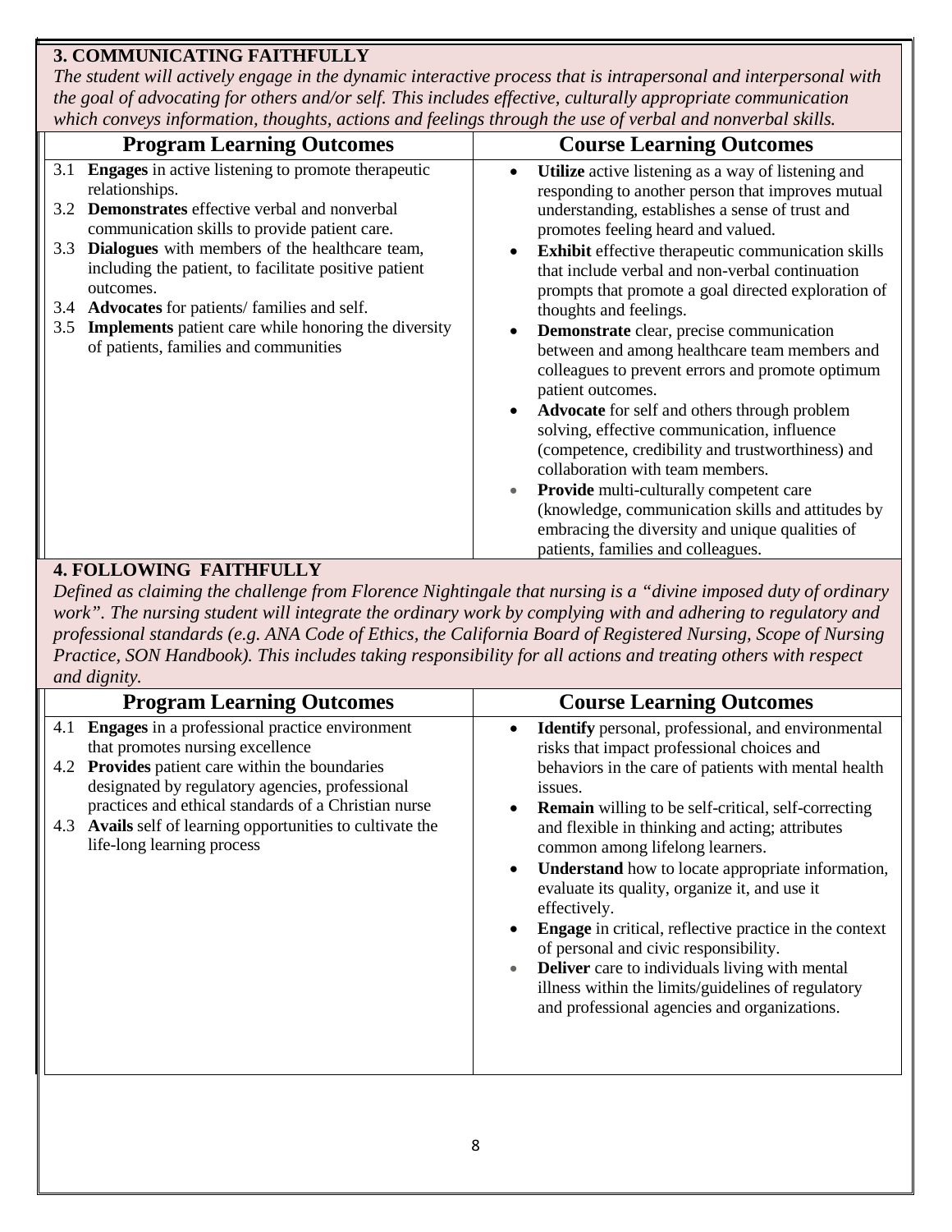## 3. COMMUNICATING FAITHFULLY

*The student will actively engage in the dynamic interactive process that is intrapersonal and interpersonal with the goal of advocating for others and/or self. This includes effective, culturally appropriate communication which conveys information, thoughts, actions and feelings through the use of verbal and nonverbal skills.*

| Program Learning Outcomes | Course Learning Outcomes |
| --- | --- |
| 3.1 **Engages** in active listening to promote therapeutic relationships.<br>3.2 **Demonstrates** effective verbal and nonverbal communication skills to provide patient care.<br>3.3 **Dialogues** with members of the healthcare team, including the patient, to facilitate positive patient outcomes.<br>3.4 **Advocates** for patients/ families and self.<br>3.5 **Implements** patient care while honoring the diversity of patients, families and communities | • **Utilize** active listening as a way of listening and responding to another person that improves mutual understanding, establishes a sense of trust and promotes feeling heard and valued.<br>• **Exhibit** effective therapeutic communication skills that include verbal and non-verbal continuation prompts that promote a goal directed exploration of thoughts and feelings.<br>• **Demonstrate** clear, precise communication between and among healthcare team members and colleagues to prevent errors and promote optimum patient outcomes.<br>• **Advocate** for self and others through problem solving, effective communication, influence (competence, credibility and trustworthiness) and collaboration with team members.<br>• **Provide** multi-culturally competent care (knowledge, communication skills and attitudes by embracing the diversity and unique qualities of patients, families and colleagues. |

## 4. FOLLOWING FAITHFULLY

*Defined as claiming the challenge from Florence Nightingale that nursing is a "divine imposed duty of ordinary work". The nursing student will integrate the ordinary work by complying with and adhering to regulatory and professional standards (e.g. ANA Code of Ethics, the California Board of Registered Nursing, Scope of Nursing Practice, SON Handbook). This includes taking responsibility for all actions and treating others with respect and dignity.*

| Program Learning Outcomes | Course Learning Outcomes |
| --- | --- |
| 4.1 **Engages** in a professional practice environment that promotes nursing excellence<br>4.2 **Provides** patient care within the boundaries designated by regulatory agencies, professional practices and ethical standards of a Christian nurse<br>4.3 **Avails** self of learning opportunities to cultivate the life-long learning process | • **Identify** personal, professional, and environmental risks that impact professional choices and behaviors in the care of patients with mental health issues.<br>• **Remain** willing to be self-critical, self-correcting and flexible in thinking and acting; attributes common among lifelong learners.<br>• **Understand** how to locate appropriate information, evaluate its quality, organize it, and use it effectively.<br>• **Engage** in critical, reflective practice in the context of personal and civic responsibility.<br>• **Deliver** care to individuals living with mental illness within the limits/guidelines of regulatory and professional agencies and organizations. |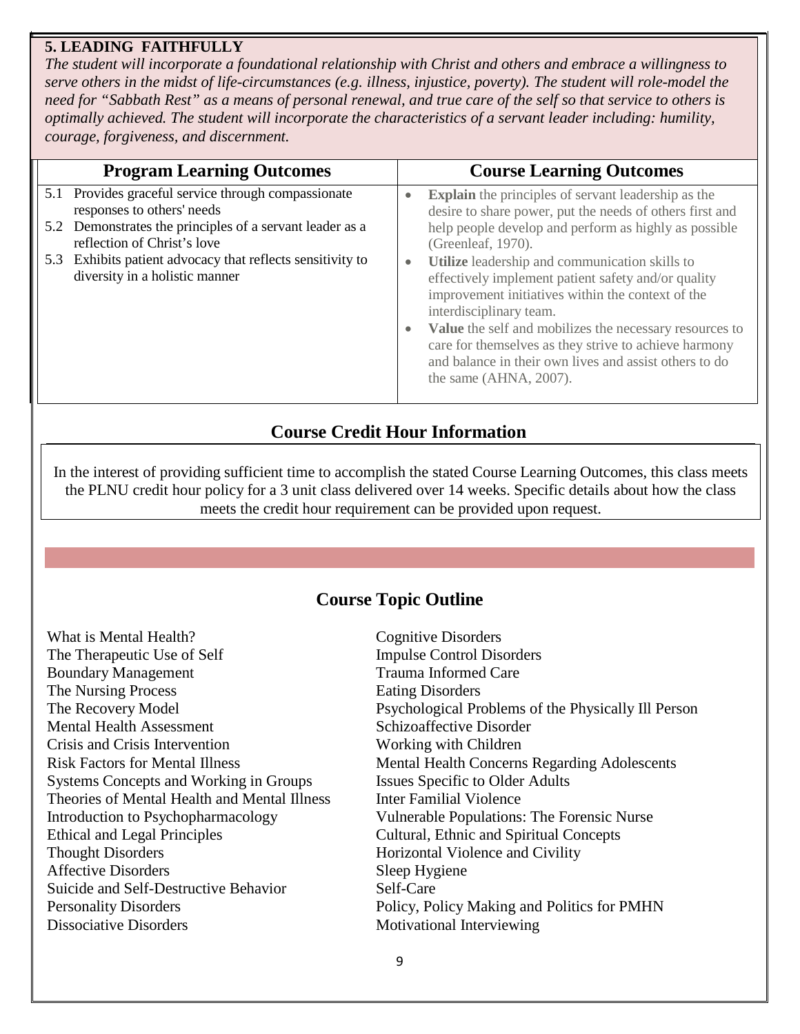**5. LEADING FAITHFULLY**

*The student will incorporate a foundational relationship with Christ and others and embrace a willingness to serve others in the midst of life-circumstances (e.g. illness, injustice, poverty). The student will role-model the need for "Sabbath Rest" as a means of personal renewal, and true care of the self so that service to others is optimally achieved. The student will incorporate the characteristics of a servant leader including: humility, courage, forgiveness, and discernment.*

| Program Learning Outcomes | Course Learning Outcomes |
| --- | --- |
| 5.1 Provides graceful service through compassionate responses to others' needs<br>5.2 Demonstrates the principles of a servant leader as a reflection of Christ's love<br>5.3 Exhibits patient advocacy that reflects sensitivity to diversity in a holistic manner | • **Explain** the principles of servant leadership as the desire to share power, put the needs of others first and help people develop and perform as highly as possible (Greenleaf, 1970).<br>• **Utilize** leadership and communication skills to effectively implement patient safety and/or quality improvement initiatives within the context of the interdisciplinary team.<br>• **Value** the self and mobilizes the necessary resources to care for themselves as they strive to achieve harmony and balance in their own lives and assist others to do the same (AHNA, 2007). |

## Course Credit Hour Information

In the interest of providing sufficient time to accomplish the stated Course Learning Outcomes, this class meets the PLNU credit hour policy for a 3 unit class delivered over 14 weeks. Specific details about how the class meets the credit hour requirement can be provided upon request.

## Course Topic Outline

What is Mental Health?
The Therapeutic Use of Self
Boundary Management
The Nursing Process
The Recovery Model
Mental Health Assessment
Crisis and Crisis Intervention
Risk Factors for Mental Illness
Systems Concepts and Working in Groups
Theories of Mental Health and Mental Illness
Introduction to Psychopharmacology
Ethical and Legal Principles
Thought Disorders
Affective Disorders
Suicide and Self-Destructive Behavior
Personality Disorders
Dissociative Disorders
Cognitive Disorders
Impulse Control Disorders
Trauma Informed Care
Eating Disorders
Psychological Problems of the Physically Ill Person
Schizoaffective Disorder
Working with Children
Mental Health Concerns Regarding Adolescents
Issues Specific to Older Adults
Inter Familial Violence
Vulnerable Populations: The Forensic Nurse
Cultural, Ethnic and Spiritual Concepts
Horizontal Violence and Civility
Sleep Hygiene
Self-Care
Policy, Policy Making and Politics for PMHN
Motivational Interviewing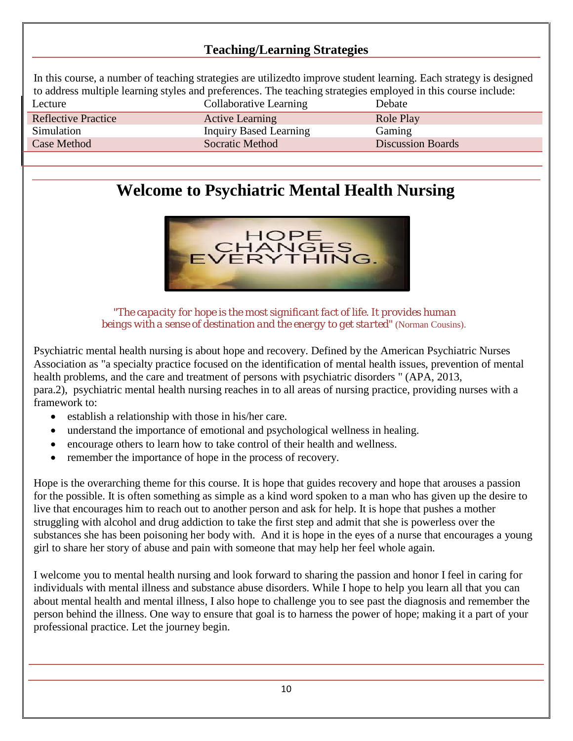## Teaching/Learning Strategies

In this course, a number of teaching strategies are utilizedto improve student learning. Each strategy is designed to address multiple learning styles and preferences. The teaching strategies employed in this course include:

| | | |
|---|---|---|
| Lecture | Collaborative Learning | Debate |
| Reflective Practice | Active Learning | Role Play |
| Simulation | Inquiry Based Learning | Gaming |
| Case Method | Socratic Method | Discussion Boards |

# Welcome to Psychiatric Mental Health Nursing

*"The capacity for hope is the most significant fact of life. It provides human beings with a sense of destination and the energy to get started"* (Norman Cousins).

Psychiatric mental health nursing is about hope and recovery. Defined by the American Psychiatric Nurses Association as "a specialty practice focused on the identification of mental health issues, prevention of mental health problems, and the care and treatment of persons with psychiatric disorders " (APA, 2013, para.2), psychiatric mental health nursing reaches in to all areas of nursing practice, providing nurses with a framework to:

- establish a relationship with those in his/her care.
- understand the importance of emotional and psychological wellness in healing.
- encourage others to learn how to take control of their health and wellness.
- remember the importance of hope in the process of recovery.

Hope is the overarching theme for this course. It is hope that guides recovery and hope that arouses a passion for the possible. It is often something as simple as a kind word spoken to a man who has given up the desire to live that encourages him to reach out to another person and ask for help. It is hope that pushes a mother struggling with alcohol and drug addiction to take the first step and admit that she is powerless over the substances she has been poisoning her body with. And it is hope in the eyes of a nurse that encourages a young girl to share her story of abuse and pain with someone that may help her feel whole again.

I welcome you to mental health nursing and look forward to sharing the passion and honor I feel in caring for individuals with mental illness and substance abuse disorders. While I hope to help you learn all that you can about mental health and mental illness, I also hope to challenge you to see past the diagnosis and remember the person behind the illness. One way to ensure that goal is to harness the power of hope; making it a part of your professional practice. Let the journey begin.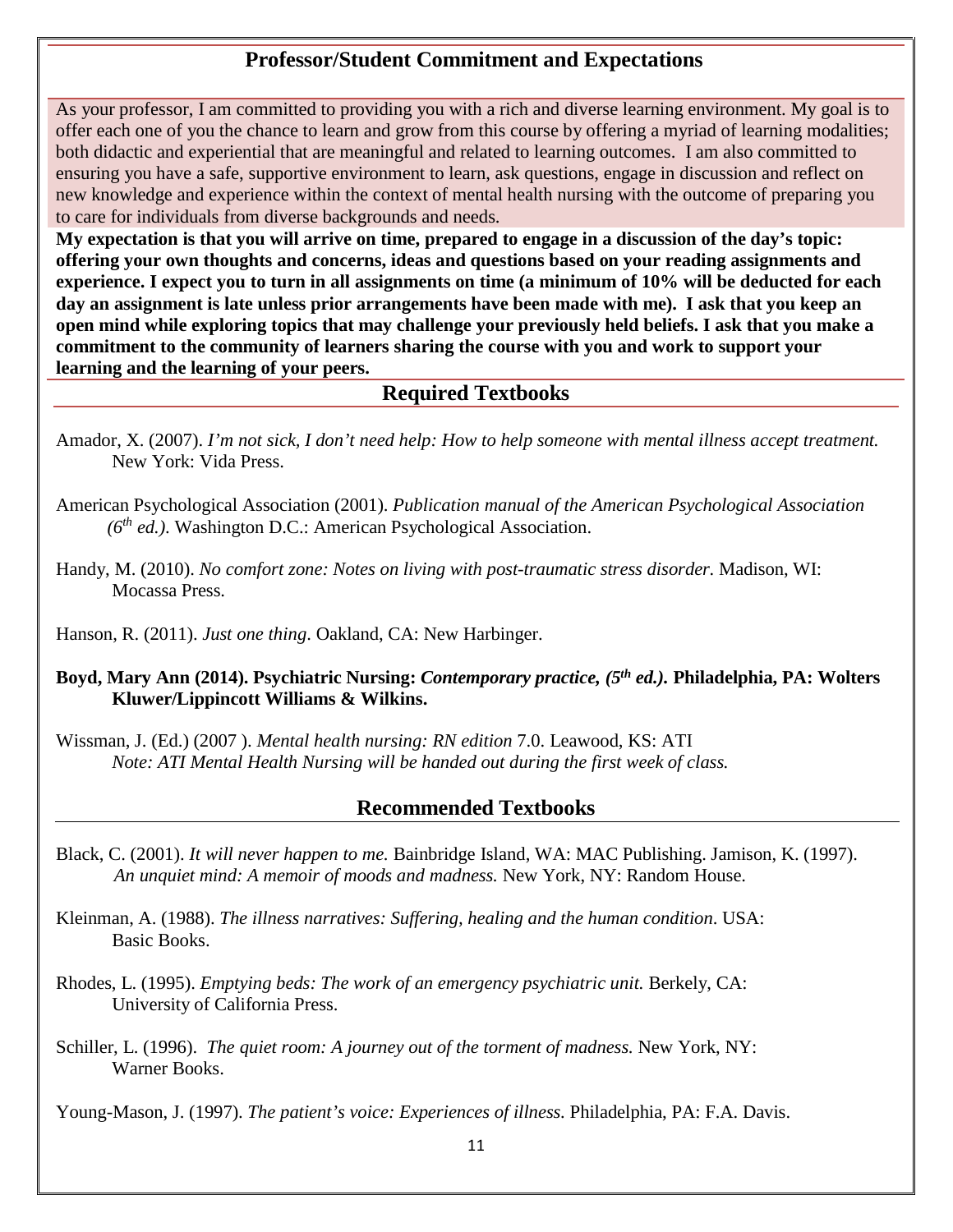## Professor/Student Commitment and Expectations

As your professor, I am committed to providing you with a rich and diverse learning environment. My goal is to offer each one of you the chance to learn and grow from this course by offering a myriad of learning modalities; both didactic and experiential that are meaningful and related to learning outcomes. I am also committed to ensuring you have a safe, supportive environment to learn, ask questions, engage in discussion and reflect on new knowledge and experience within the context of mental health nursing with the outcome of preparing you to care for individuals from diverse backgrounds and needs.

**My expectation is that you will arrive on time, prepared to engage in a discussion of the day's topic: offering your own thoughts and concerns, ideas and questions based on your reading assignments and experience. I expect you to turn in all assignments on time (a minimum of 10% will be deducted for each day an assignment is late unless prior arrangements have been made with me). I ask that you keep an open mind while exploring topics that may challenge your previously held beliefs. I ask that you make a commitment to the community of learners sharing the course with you and work to support your learning and the learning of your peers.**

## Required Textbooks

Amador, X. (2007). *I'm not sick, I don't need help: How to help someone with mental illness accept treatment.* New York: Vida Press.

American Psychological Association (2001). *Publication manual of the American Psychological Association (6th ed.).* Washington D.C.: American Psychological Association.

Handy, M. (2010). *No comfort zone: Notes on living with post-traumatic stress disorder.* Madison, WI: Mocassa Press.

Hanson, R. (2011). *Just one thing*. Oakland, CA: New Harbinger.

**Boyd, Mary Ann (2014). Psychiatric Nursing: *Contemporary practice, (5th ed.).* Philadelphia, PA: Wolters Kluwer/Lippincott Williams & Wilkins.**

Wissman, J. (Ed.) (2007 ). *Mental health nursing: RN edition* 7.0. Leawood, KS: ATI
*Note: ATI Mental Health Nursing will be handed out during the first week of class.*

## Recommended Textbooks

Black, C. (2001). *It will never happen to me.* Bainbridge Island, WA: MAC Publishing. Jamison, K. (1997). *An unquiet mind: A memoir of moods and madness.* New York, NY: Random House.

Kleinman, A. (1988). *The illness narratives: Suffering, healing and the human condition*. USA: Basic Books.

Rhodes, L. (1995). *Emptying beds: The work of an emergency psychiatric unit.* Berkely, CA: University of California Press.

Schiller, L. (1996). *The quiet room: A journey out of the torment of madness.* New York, NY: Warner Books.

Young-Mason, J. (1997). *The patient's voice: Experiences of illness*. Philadelphia, PA: F.A. Davis.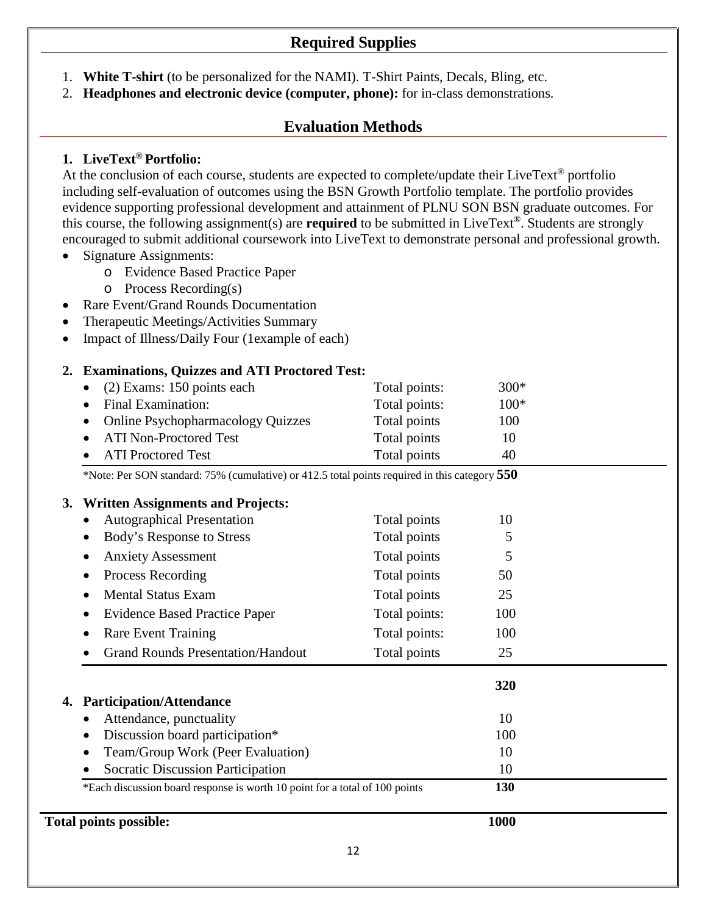## Required Supplies

1. **White T-shirt** (to be personalized for the NAMI). T-Shirt Paints, Decals, Bling, etc.
2. **Headphones and electronic device (computer, phone):** for in-class demonstrations.

## Evaluation Methods

### 1. LiveText® Portfolio:

At the conclusion of each course, students are expected to complete/update their LiveText® portfolio including self-evaluation of outcomes using the BSN Growth Portfolio template. The portfolio provides evidence supporting professional development and attainment of PLNU SON BSN graduate outcomes. For this course, the following assignment(s) are **required** to be submitted in LiveText®. Students are strongly encouraged to submit additional coursework into LiveText to demonstrate personal and professional growth.

- Signature Assignments:
  - Evidence Based Practice Paper
  - Process Recording(s)
- Rare Event/Grand Rounds Documentation
- Therapeutic Meetings/Activities Summary
- Impact of Illness/Daily Four (1example of each)

### 2. Examinations, Quizzes and ATI Proctored Test:

| Item | | Points |
|---|---|---|
| (2) Exams: 150 points each | Total points: | 300* |
| Final Examination: | Total points: | 100* |
| Online Psychopharmacology Quizzes | Total points | 100 |
| ATI Non-Proctored Test | Total points | 10 |
| ATI Proctored Test | Total points | 40 |
| *Note: Per SON standard: 75% (cumulative) or 412.5 total points required in this category | | **550** |

### 3. Written Assignments and Projects:

| Item | | Points |
|---|---|---|
| Autographical Presentation | Total points | 10 |
| Body's Response to Stress | Total points | 5 |
| Anxiety Assessment | Total points | 5 |
| Process Recording | Total points | 50 |
| Mental Status Exam | Total points | 25 |
| Evidence Based Practice Paper | Total points: | 100 |
| Rare Event Training | Total points: | 100 |
| Grand Rounds Presentation/Handout | Total points | 25 |
| | | **320** |

### 4. Participation/Attendance

| Item | Points |
|---|---|
| Attendance, punctuality | 10 |
| Discussion board participation* | 100 |
| Team/Group Work (Peer Evaluation) | 10 |
| Socratic Discussion Participation | 10 |
| *Each discussion board response is worth 10 point for a total of 100 points | **130** |

**Total points possible:** **1000**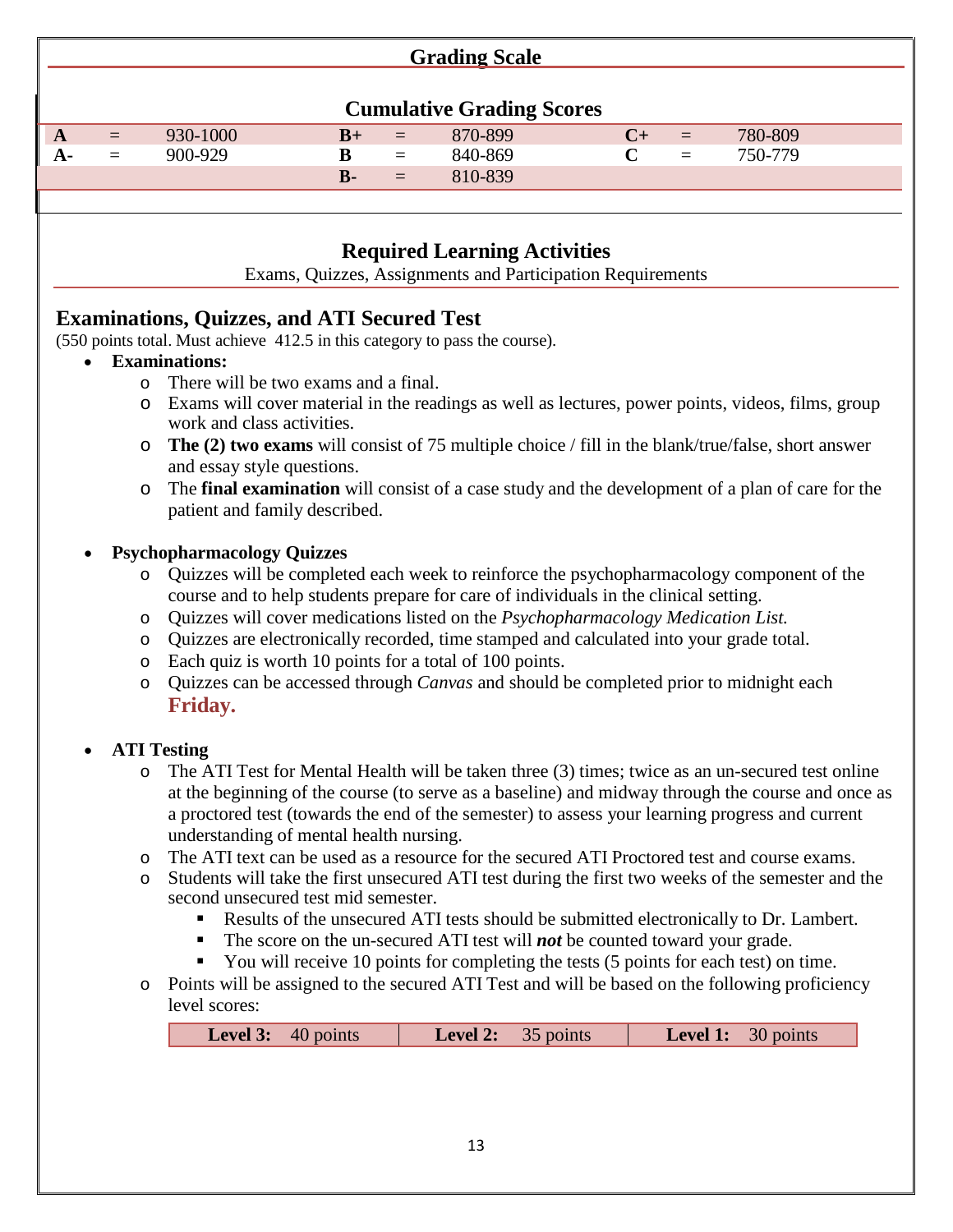## Grading Scale

### Cumulative Grading Scores

| | | | | | | | | |
|---|---|---|---|---|---|---|---|---|
| **A** | = | 930-1000 | **B+** | = | 870-899 | **C+** | = | 780-809 |
| **A-** | = | 900-929 | **B** | = | 840-869 | **C** | = | 750-779 |
| | | | **B-** | = | 810-839 | | | |

## Required Learning Activities

Exams, Quizzes, Assignments and Participation Requirements

### Examinations, Quizzes, and ATI Secured Test

(550 points total. Must achieve 412.5 in this category to pass the course).

- **Examinations:**
  - There will be two exams and a final.
  - Exams will cover material in the readings as well as lectures, power points, videos, films, group work and class activities.
  - **The (2) two exams** will consist of 75 multiple choice / fill in the blank/true/false, short answer and essay style questions.
  - The **final examination** will consist of a case study and the development of a plan of care for the patient and family described.

- **Psychopharmacology Quizzes**
  - Quizzes will be completed each week to reinforce the psychopharmacology component of the course and to help students prepare for care of individuals in the clinical setting.
  - Quizzes will cover medications listed on the *Psychopharmacology Medication List.*
  - Quizzes are electronically recorded, time stamped and calculated into your grade total.
  - Each quiz is worth 10 points for a total of 100 points.
  - Quizzes can be accessed through *Canvas* and should be completed prior to midnight each **Friday.**

- **ATI Testing**
  - The ATI Test for Mental Health will be taken three (3) times; twice as an un-secured test online at the beginning of the course (to serve as a baseline) and midway through the course and once as a proctored test (towards the end of the semester) to assess your learning progress and current understanding of mental health nursing.
  - The ATI text can be used as a resource for the secured ATI Proctored test and course exams.
  - Students will take the first unsecured ATI test during the first two weeks of the semester and the second unsecured test mid semester.
    - Results of the unsecured ATI tests should be submitted electronically to Dr. Lambert.
    - The score on the un-secured ATI test will ***not*** be counted toward your grade.
    - You will receive 10 points for completing the tests (5 points for each test) on time.
  - Points will be assigned to the secured ATI Test and will be based on the following proficiency level scores:

| **Level 3:** 40 points | **Level 2:** 35 points | **Level 1:** 30 points |
|---|---|---|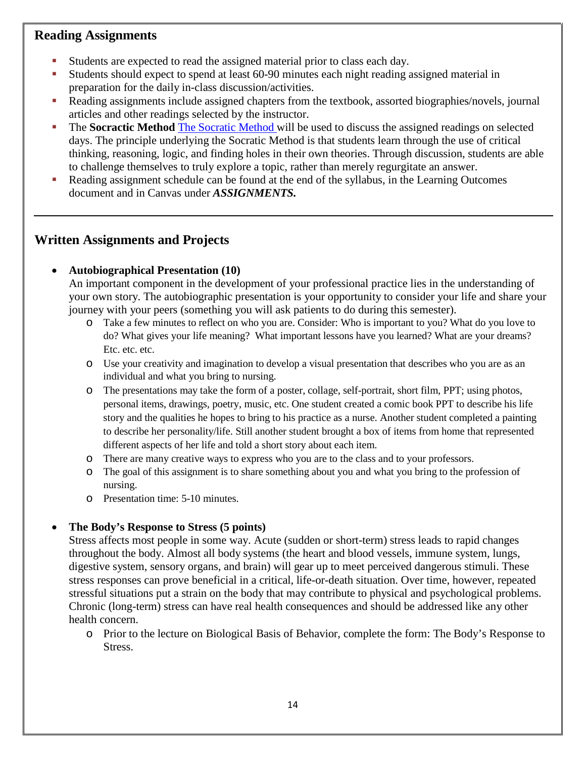## Reading Assignments

- Students are expected to read the assigned material prior to class each day.
- Students should expect to spend at least 60-90 minutes each night reading assigned material in preparation for the daily in-class discussion/activities.
- Reading assignments include assigned chapters from the textbook, assorted biographies/novels, journal articles and other readings selected by the instructor.
- The **Socractic Method** The Socratic Method will be used to discuss the assigned readings on selected days. The principle underlying the Socratic Method is that students learn through the use of critical thinking, reasoning, logic, and finding holes in their own theories. Through discussion, students are able to challenge themselves to truly explore a topic, rather than merely regurgitate an answer.
- Reading assignment schedule can be found at the end of the syllabus, in the Learning Outcomes document and in Canvas under ***ASSIGNMENTS.***

---

## Written Assignments and Projects

- **Autobiographical Presentation (10)**
  An important component in the development of your professional practice lies in the understanding of your own story. The autobiographic presentation is your opportunity to consider your life and share your journey with your peers (something you will ask patients to do during this semester).
  - Take a few minutes to reflect on who you are. Consider: Who is important to you? What do you love to do? What gives your life meaning? What important lessons have you learned? What are your dreams? Etc. etc. etc.
  - Use your creativity and imagination to develop a visual presentation that describes who you are as an individual and what you bring to nursing.
  - The presentations may take the form of a poster, collage, self-portrait, short film, PPT; using photos, personal items, drawings, poetry, music, etc. One student created a comic book PPT to describe his life story and the qualities he hopes to bring to his practice as a nurse. Another student completed a painting to describe her personality/life. Still another student brought a box of items from home that represented different aspects of her life and told a short story about each item.
  - There are many creative ways to express who you are to the class and to your professors.
  - The goal of this assignment is to share something about you and what you bring to the profession of nursing.
  - Presentation time: 5-10 minutes.

- **The Body's Response to Stress (5 points)**
  Stress affects most people in some way. Acute (sudden or short-term) stress leads to rapid changes throughout the body. Almost all body systems (the heart and blood vessels, immune system, lungs, digestive system, sensory organs, and brain) will gear up to meet perceived dangerous stimuli. These stress responses can prove beneficial in a critical, life-or-death situation. Over time, however, repeated stressful situations put a strain on the body that may contribute to physical and psychological problems. Chronic (long-term) stress can have real health consequences and should be addressed like any other health concern.
  - Prior to the lecture on Biological Basis of Behavior, complete the form: The Body's Response to Stress.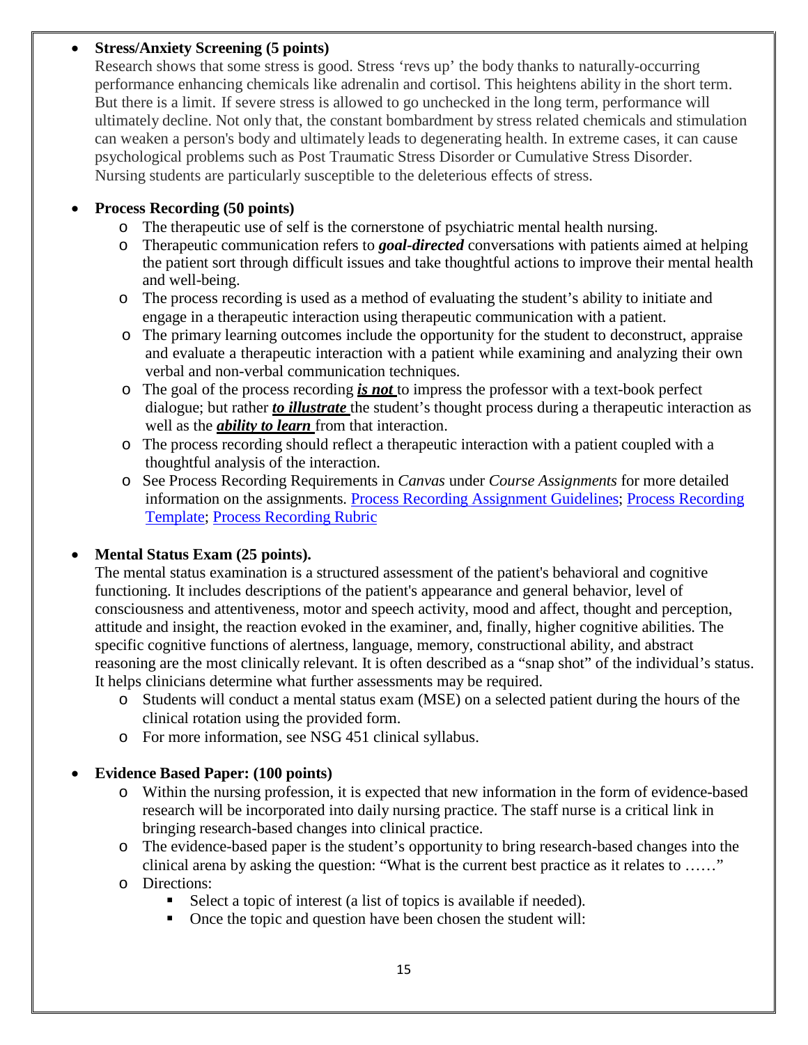- **Stress/Anxiety Screening (5 points)**
  Research shows that some stress is good. Stress 'revs up' the body thanks to naturally-occurring performance enhancing chemicals like adrenalin and cortisol. This heightens ability in the short term. But there is a limit. If severe stress is allowed to go unchecked in the long term, performance will ultimately decline. Not only that, the constant bombardment by stress related chemicals and stimulation can weaken a person's body and ultimately leads to degenerating health. In extreme cases, it can cause psychological problems such as Post Traumatic Stress Disorder or Cumulative Stress Disorder. Nursing students are particularly susceptible to the deleterious effects of stress.

- **Process Recording (50 points)**
  - The therapeutic use of self is the cornerstone of psychiatric mental health nursing.
  - Therapeutic communication refers to ***goal-directed*** conversations with patients aimed at helping the patient sort through difficult issues and take thoughtful actions to improve their mental health and well-being.
  - The process recording is used as a method of evaluating the student's ability to initiate and engage in a therapeutic interaction using therapeutic communication with a patient.
  - The primary learning outcomes include the opportunity for the student to deconstruct, appraise and evaluate a therapeutic interaction with a patient while examining and analyzing their own verbal and non-verbal communication techniques.
  - The goal of the process recording ***<u>is not</u>*** to impress the professor with a text-book perfect dialogue; but rather ***<u>to illustrate</u>*** the student's thought process during a therapeutic interaction as well as the ***<u>ability to learn</u>*** from that interaction.
  - The process recording should reflect a therapeutic interaction with a patient coupled with a thoughtful analysis of the interaction.
  - See Process Recording Requirements in *Canvas* under *Course Assignments* for more detailed information on the assignments. Process Recording Assignment Guidelines; Process Recording Template; Process Recording Rubric

- **Mental Status Exam (25 points).**
  The mental status examination is a structured assessment of the patient's behavioral and cognitive functioning. It includes descriptions of the patient's appearance and general behavior, level of consciousness and attentiveness, motor and speech activity, mood and affect, thought and perception, attitude and insight, the reaction evoked in the examiner, and, finally, higher cognitive abilities. The specific cognitive functions of alertness, language, memory, constructional ability, and abstract reasoning are the most clinically relevant. It is often described as a "snap shot" of the individual's status. It helps clinicians determine what further assessments may be required.
  - Students will conduct a mental status exam (MSE) on a selected patient during the hours of the clinical rotation using the provided form.
  - For more information, see NSG 451 clinical syllabus.

- **Evidence Based Paper: (100 points)**
  - Within the nursing profession, it is expected that new information in the form of evidence-based research will be incorporated into daily nursing practice. The staff nurse is a critical link in bringing research-based changes into clinical practice.
  - The evidence-based paper is the student's opportunity to bring research-based changes into the clinical arena by asking the question: "What is the current best practice as it relates to ……"
  - Directions:
    - Select a topic of interest (a list of topics is available if needed).
    - Once the topic and question have been chosen the student will: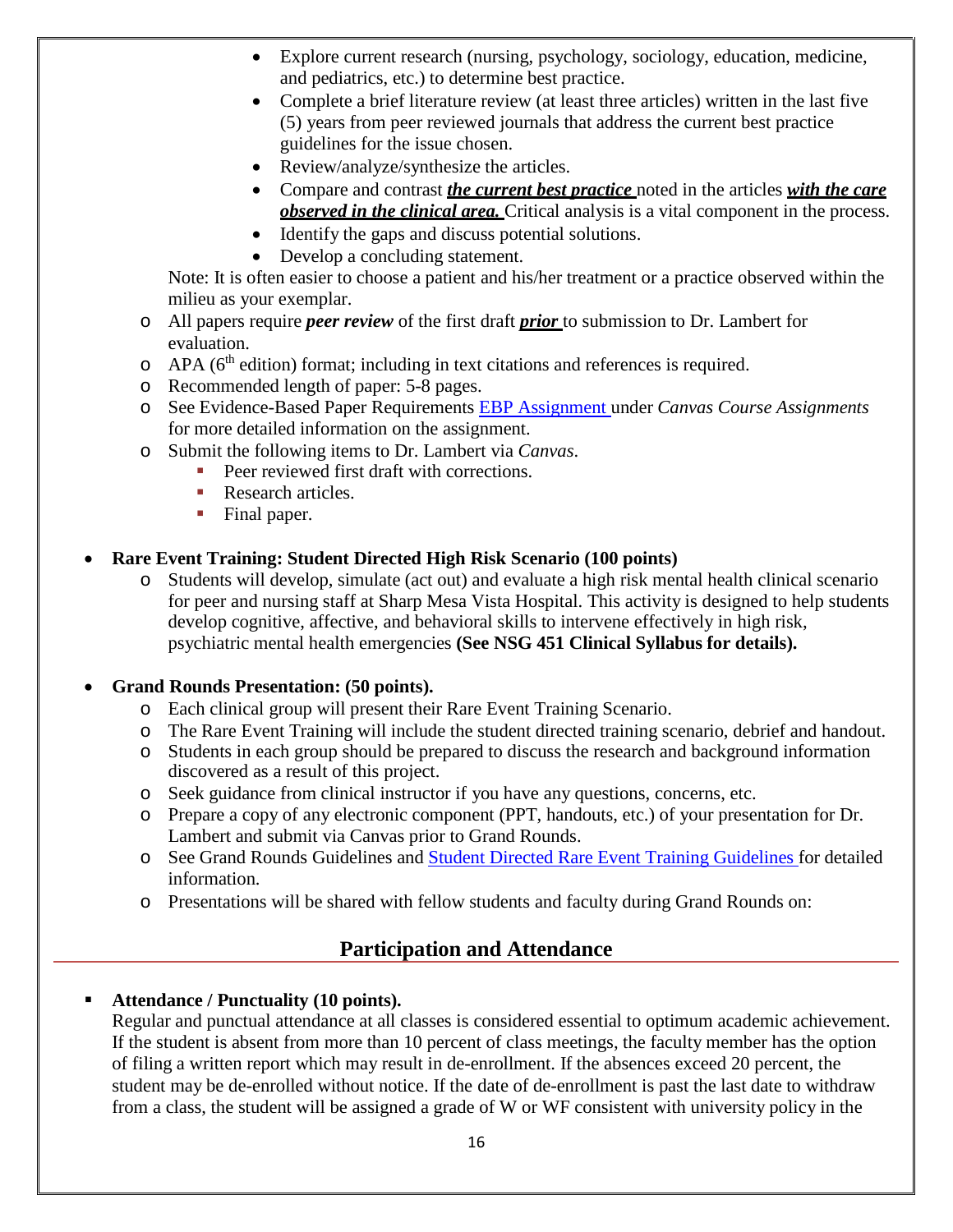- Explore current research (nursing, psychology, sociology, education, medicine, and pediatrics, etc.) to determine best practice.
  - Complete a brief literature review (at least three articles) written in the last five (5) years from peer reviewed journals that address the current best practice guidelines for the issue chosen.
  - Review/analyze/synthesize the articles.
  - Compare and contrast ***the current best practice*** noted in the articles ***with the care observed in the clinical area.*** Critical analysis is a vital component in the process.
  - Identify the gaps and discuss potential solutions.
  - Develop a concluding statement.

  Note: It is often easier to choose a patient and his/her treatment or a practice observed within the milieu as your exemplar.

  - All papers require ***peer review*** of the first draft ***prior*** to submission to Dr. Lambert for evaluation.
  - APA (6th edition) format; including in text citations and references is required.
  - Recommended length of paper: 5-8 pages.
  - See Evidence-Based Paper Requirements [EBP Assignment] under *Canvas Course Assignments* for more detailed information on the assignment.
  - Submit the following items to Dr. Lambert via *Canvas*.
    - Peer reviewed first draft with corrections.
    - Research articles.
    - Final paper.

- **Rare Event Training: Student Directed High Risk Scenario (100 points)**
  - Students will develop, simulate (act out) and evaluate a high risk mental health clinical scenario for peer and nursing staff at Sharp Mesa Vista Hospital. This activity is designed to help students develop cognitive, affective, and behavioral skills to intervene effectively in high risk, psychiatric mental health emergencies **(See NSG 451 Clinical Syllabus for details).**

- **Grand Rounds Presentation: (50 points).**
  - Each clinical group will present their Rare Event Training Scenario.
  - The Rare Event Training will include the student directed training scenario, debrief and handout.
  - Students in each group should be prepared to discuss the research and background information discovered as a result of this project.
  - Seek guidance from clinical instructor if you have any questions, concerns, etc.
  - Prepare a copy of any electronic component (PPT, handouts, etc.) of your presentation for Dr. Lambert and submit via Canvas prior to Grand Rounds.
  - See Grand Rounds Guidelines and [Student Directed Rare Event Training Guidelines] for detailed information.
  - Presentations will be shared with fellow students and faculty during Grand Rounds on:

## Participation and Attendance

- **Attendance / Punctuality (10 points).**
  Regular and punctual attendance at all classes is considered essential to optimum academic achievement. If the student is absent from more than 10 percent of class meetings, the faculty member has the option of filing a written report which may result in de-enrollment. If the absences exceed 20 percent, the student may be de-enrolled without notice. If the date of de-enrollment is past the last date to withdraw from a class, the student will be assigned a grade of W or WF consistent with university policy in the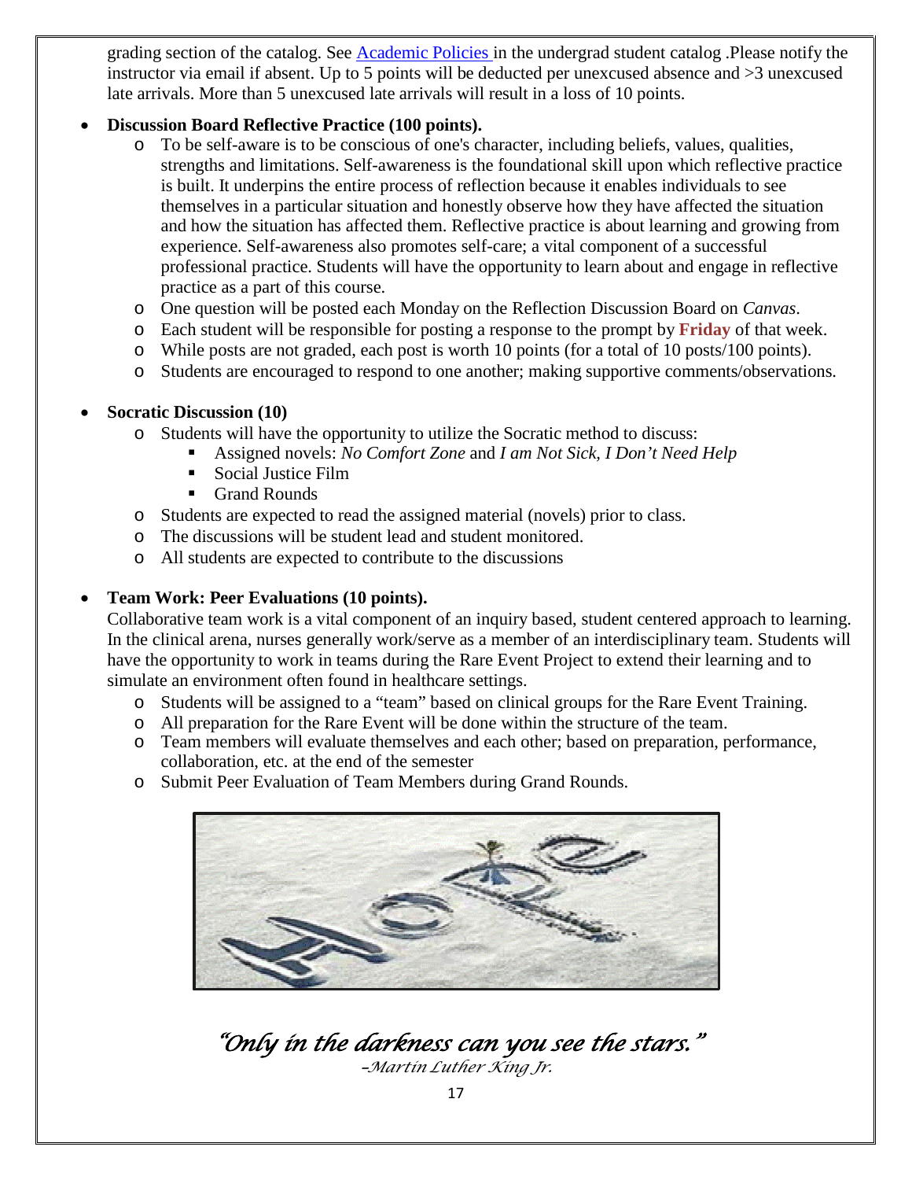grading section of the catalog. See [Academic Policies](#) in the undergrad student catalog .Please notify the instructor via email if absent. Up to 5 points will be deducted per unexcused absence and >3 unexcused late arrivals. More than 5 unexcused late arrivals will result in a loss of 10 points.

- **Discussion Board Reflective Practice (100 points).**
  - To be self-aware is to be conscious of one's character, including beliefs, values, qualities, strengths and limitations. Self-awareness is the foundational skill upon which reflective practice is built. It underpins the entire process of reflection because it enables individuals to see themselves in a particular situation and honestly observe how they have affected the situation and how the situation has affected them. Reflective practice is about learning and growing from experience. Self-awareness also promotes self-care; a vital component of a successful professional practice. Students will have the opportunity to learn about and engage in reflective practice as a part of this course.
  - One question will be posted each Monday on the Reflection Discussion Board on *Canvas*.
  - Each student will be responsible for posting a response to the prompt by **Friday** of that week.
  - While posts are not graded, each post is worth 10 points (for a total of 10 posts/100 points).
  - Students are encouraged to respond to one another; making supportive comments/observations.

- **Socratic Discussion (10)**
  - Students will have the opportunity to utilize the Socratic method to discuss:
    - Assigned novels: *No Comfort Zone* and *I am Not Sick, I Don't Need Help*
    - Social Justice Film
    - Grand Rounds
  - Students are expected to read the assigned material (novels) prior to class.
  - The discussions will be student lead and student monitored.
  - All students are expected to contribute to the discussions

- **Team Work: Peer Evaluations (10 points).**
  Collaborative team work is a vital component of an inquiry based, student centered approach to learning. In the clinical arena, nurses generally work/serve as a member of an interdisciplinary team. Students will have the opportunity to work in teams during the Rare Event Project to extend their learning and to simulate an environment often found in healthcare settings.
  - Students will be assigned to a "team" based on clinical groups for the Rare Event Training.
  - All preparation for the Rare Event will be done within the structure of the team.
  - Team members will evaluate themselves and each other; based on preparation, performance, collaboration, etc. at the end of the semester
  - Submit Peer Evaluation of Team Members during Grand Rounds.

*"Only in the darkness can you see the stars."*
*–Martin Luther King Jr.*